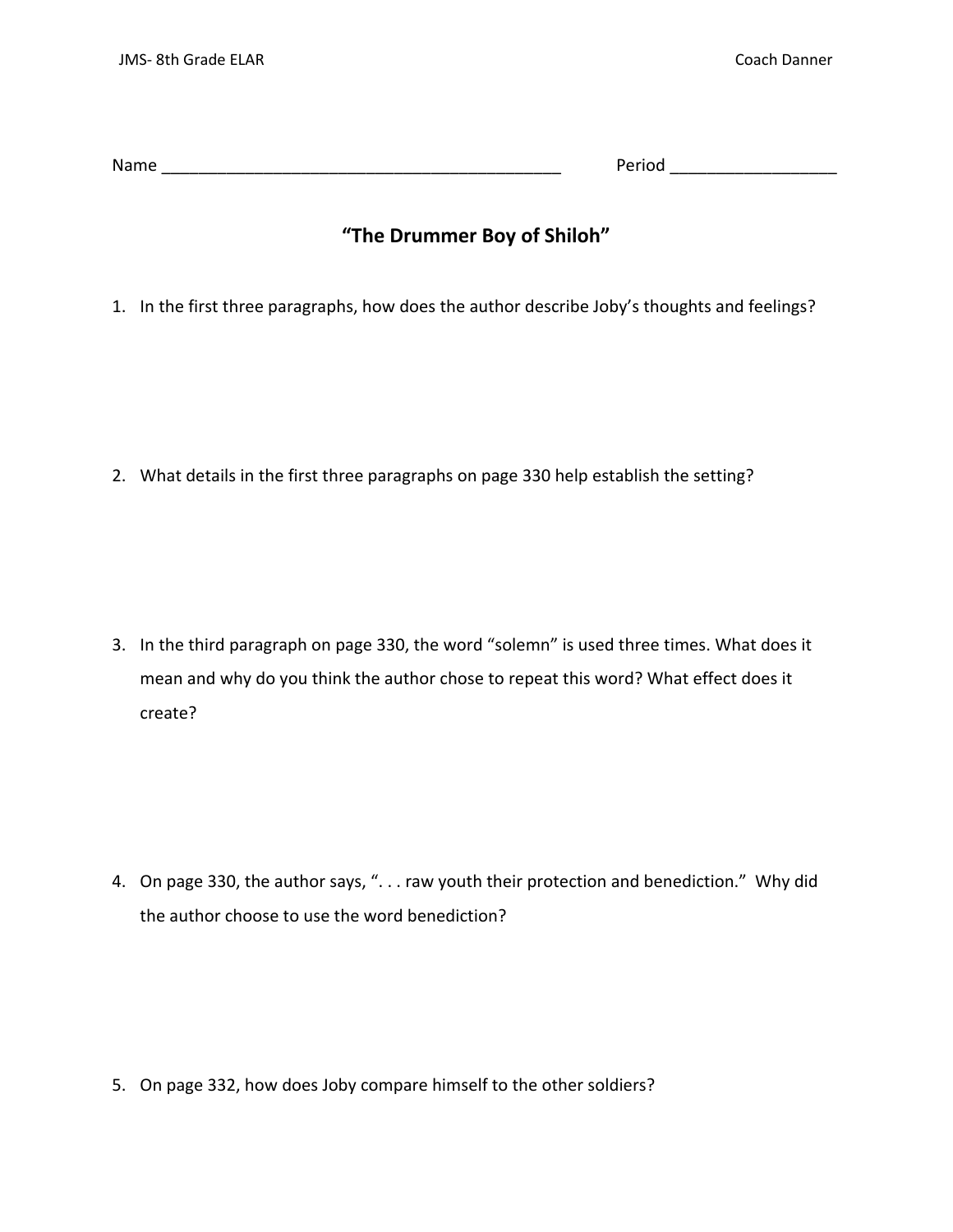JMS- 8th Grade ELAR Coach Danner

Name ____________________________________________ Period __________________

## "The Drummer Boy of Shiloh"

1. In the first three paragraphs, how does the author describe Joby's thoughts and feelings?

2. What details in the first three paragraphs on page 330 help establish the setting?

3. In the third paragraph on page 330, the word "solemn" is used three times. What does it mean and why do you think the author chose to repeat this word? What effect does it create?

4. On page 330, the author says, ". . . raw youth their protection and benediction." Why did the author choose to use the word benediction?

5. On page 332, how does Joby compare himself to the other soldiers?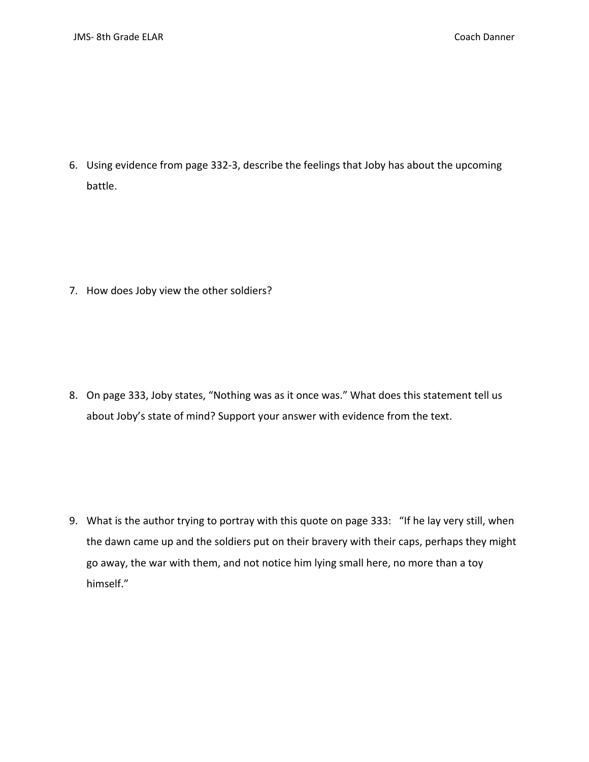6. Using evidence from page 332-3, describe the feelings that Joby has about the upcoming battle.

7. How does Joby view the other soldiers?

8. On page 333, Joby states, "Nothing was as it once was." What does this statement tell us about Joby's state of mind? Support your answer with evidence from the text.

9. What is the author trying to portray with this quote on page 333: "If he lay very still, when the dawn came up and the soldiers put on their bravery with their caps, perhaps they might go away, the war with them, and not notice him lying small here, no more than a toy himself."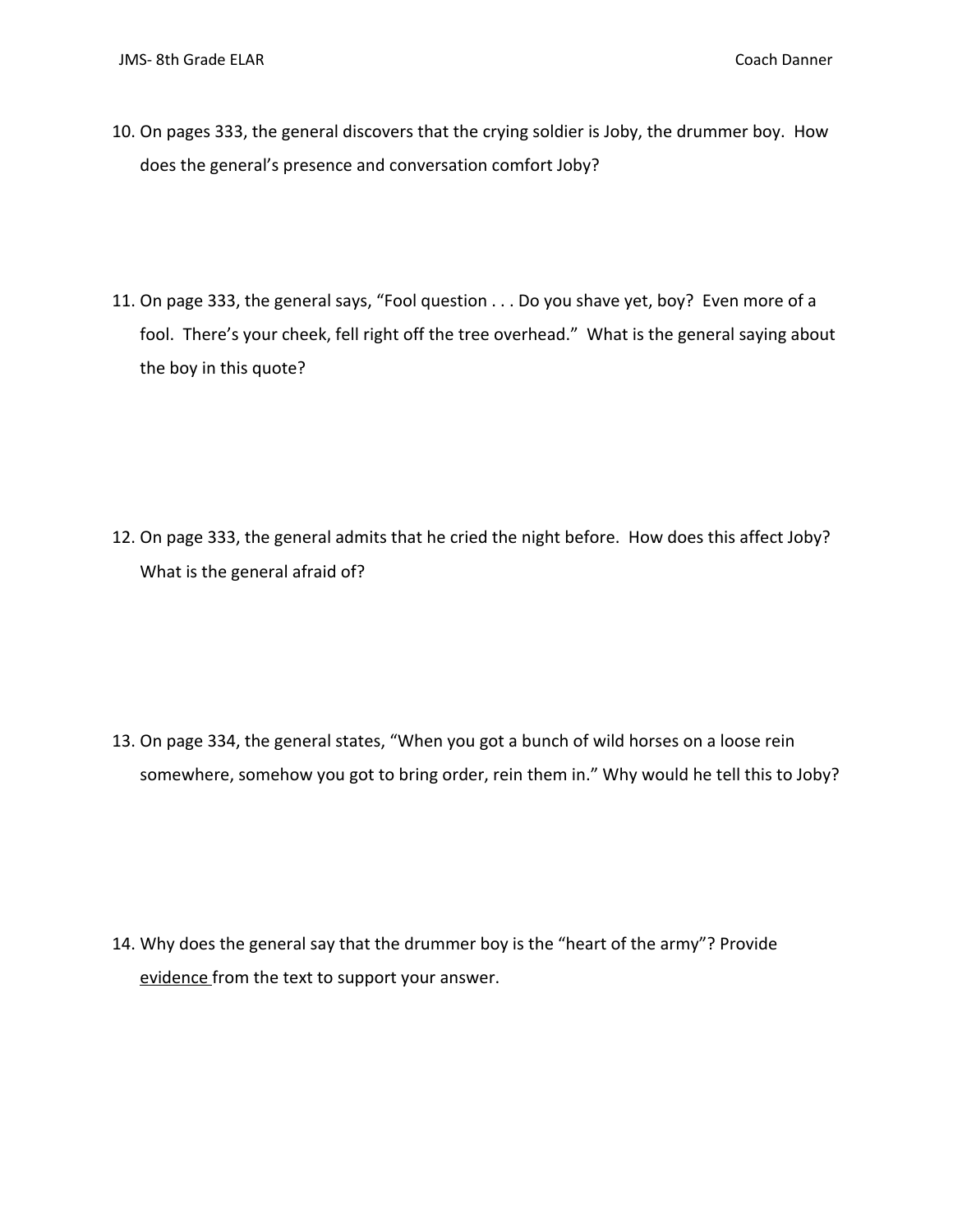10. On pages 333, the general discovers that the crying soldier is Joby, the drummer boy. How does the general's presence and conversation comfort Joby?

11. On page 333, the general says, "Fool question . . . Do you shave yet, boy? Even more of a fool. There's your cheek, fell right off the tree overhead." What is the general saying about the boy in this quote?

12. On page 333, the general admits that he cried the night before. How does this affect Joby? What is the general afraid of?

13. On page 334, the general states, "When you got a bunch of wild horses on a loose rein somewhere, somehow you got to bring order, rein them in." Why would he tell this to Joby?

14. Why does the general say that the drummer boy is the "heart of the army"? Provide <u>evidence</u> from the text to support your answer.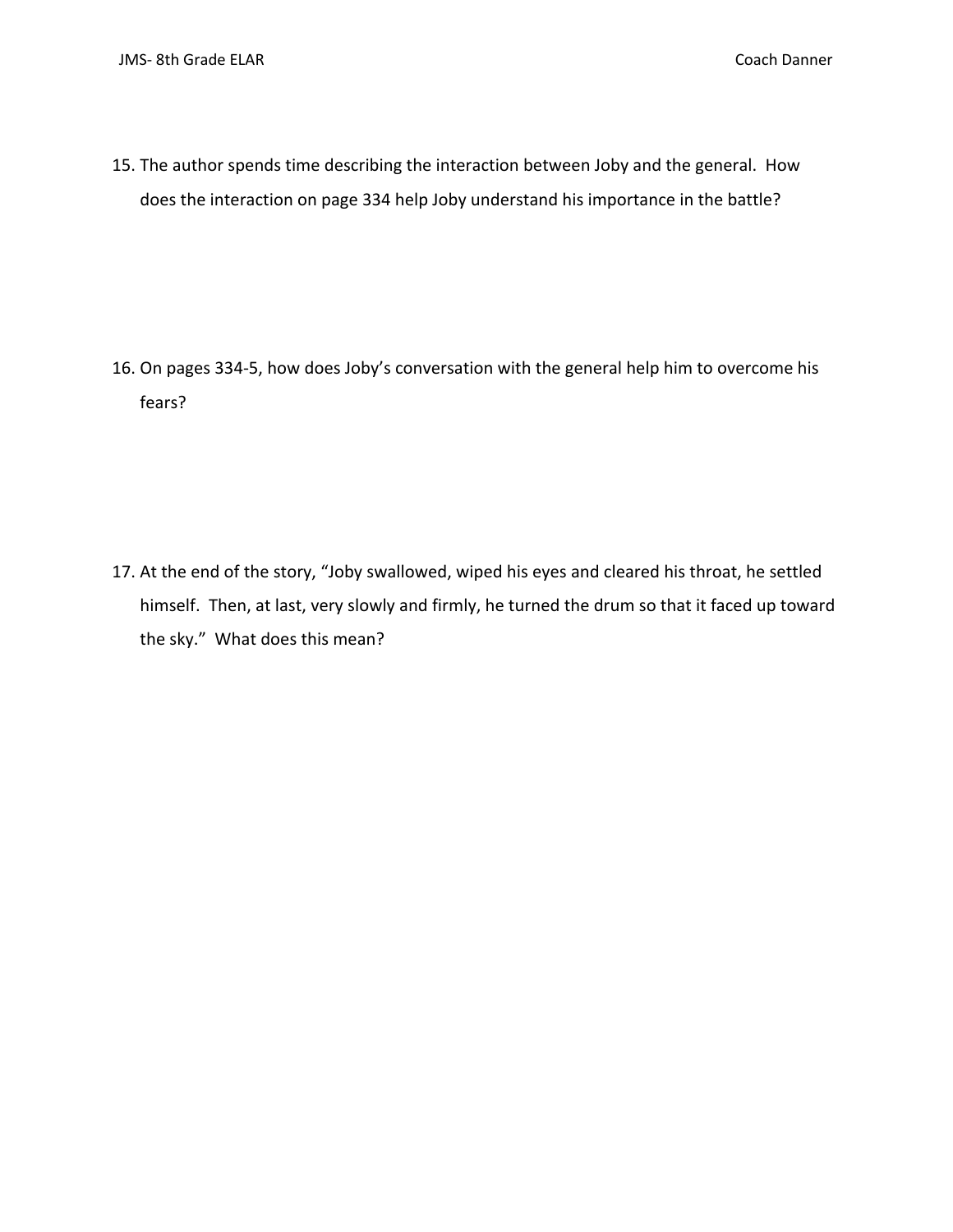15. The author spends time describing the interaction between Joby and the general. How does the interaction on page 334 help Joby understand his importance in the battle?

16. On pages 334-5, how does Joby's conversation with the general help him to overcome his fears?

17. At the end of the story, "Joby swallowed, wiped his eyes and cleared his throat, he settled himself. Then, at last, very slowly and firmly, he turned the drum so that it faced up toward the sky." What does this mean?